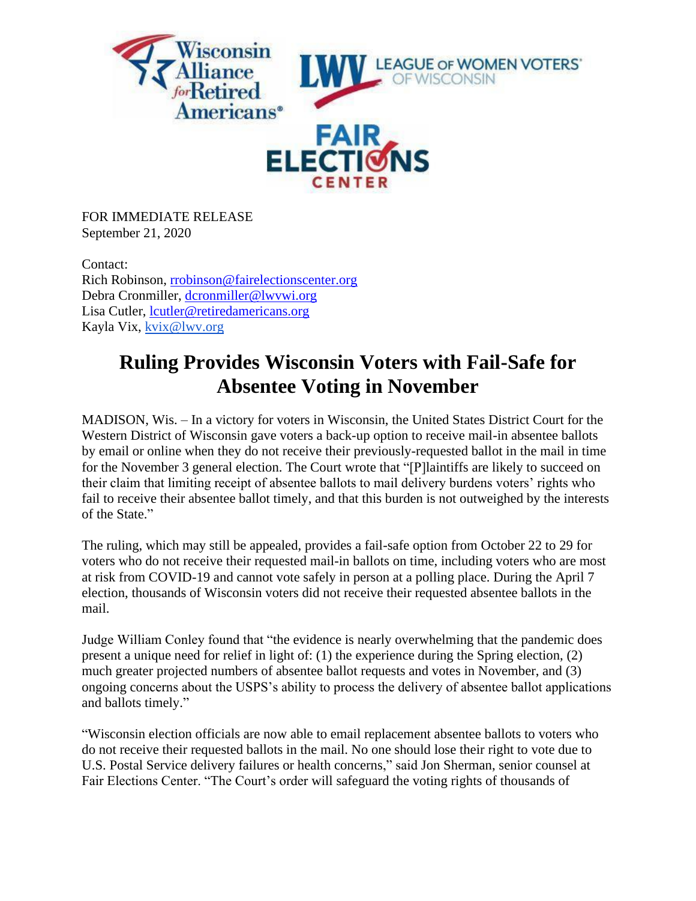FOR IMMEDIATE RELEASE
September 21, 2020

Contact:
Rich Robinson, rrobinson@fairelectionscenter.org
Debra Cronmiller, dcronmiller@lwvwi.org
Lisa Cutler, lcutler@retiredamericans.org
Kayla Vix, kvix@lwv.org

# Ruling Provides Wisconsin Voters with Fail-Safe for Absentee Voting in November

MADISON, Wis. – In a victory for voters in Wisconsin, the United States District Court for the Western District of Wisconsin gave voters a back-up option to receive mail-in absentee ballots by email or online when they do not receive their previously-requested ballot in the mail in time for the November 3 general election. The Court wrote that "[P]laintiffs are likely to succeed on their claim that limiting receipt of absentee ballots to mail delivery burdens voters' rights who fail to receive their absentee ballot timely, and that this burden is not outweighed by the interests of the State."

The ruling, which may still be appealed, provides a fail-safe option from October 22 to 29 for voters who do not receive their requested mail-in ballots on time, including voters who are most at risk from COVID-19 and cannot vote safely in person at a polling place. During the April 7 election, thousands of Wisconsin voters did not receive their requested absentee ballots in the mail.

Judge William Conley found that "the evidence is nearly overwhelming that the pandemic does present a unique need for relief in light of: (1) the experience during the Spring election, (2) much greater projected numbers of absentee ballot requests and votes in November, and (3) ongoing concerns about the USPS's ability to process the delivery of absentee ballot applications and ballots timely."

"Wisconsin election officials are now able to email replacement absentee ballots to voters who do not receive their requested ballots in the mail. No one should lose their right to vote due to U.S. Postal Service delivery failures or health concerns," said Jon Sherman, senior counsel at Fair Elections Center. "The Court's order will safeguard the voting rights of thousands of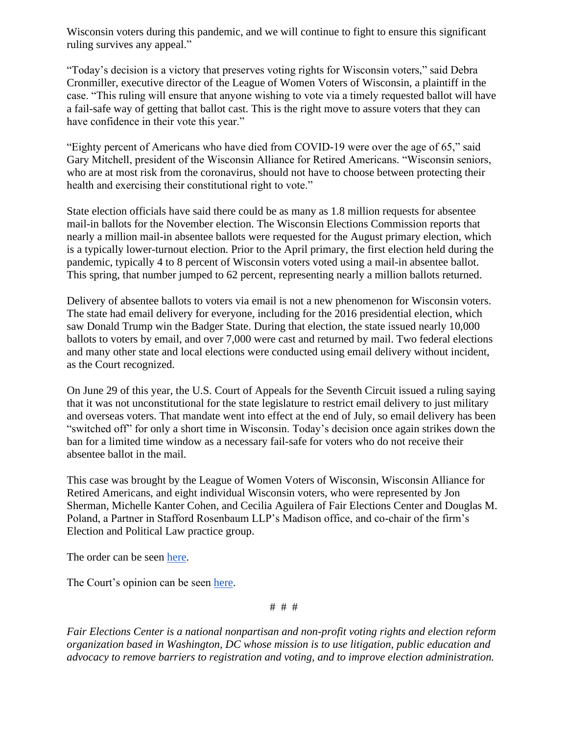Wisconsin voters during this pandemic, and we will continue to fight to ensure this significant ruling survives any appeal."

"Today's decision is a victory that preserves voting rights for Wisconsin voters," said Debra Cronmiller, executive director of the League of Women Voters of Wisconsin, a plaintiff in the case. "This ruling will ensure that anyone wishing to vote via a timely requested ballot will have a fail-safe way of getting that ballot cast. This is the right move to assure voters that they can have confidence in their vote this year."

"Eighty percent of Americans who have died from COVID-19 were over the age of 65," said Gary Mitchell, president of the Wisconsin Alliance for Retired Americans. "Wisconsin seniors, who are at most risk from the coronavirus, should not have to choose between protecting their health and exercising their constitutional right to vote."

State election officials have said there could be as many as 1.8 million requests for absentee mail-in ballots for the November election. The Wisconsin Elections Commission reports that nearly a million mail-in absentee ballots were requested for the August primary election, which is a typically lower-turnout election. Prior to the April primary, the first election held during the pandemic, typically 4 to 8 percent of Wisconsin voters voted using a mail-in absentee ballot. This spring, that number jumped to 62 percent, representing nearly a million ballots returned.

Delivery of absentee ballots to voters via email is not a new phenomenon for Wisconsin voters. The state had email delivery for everyone, including for the 2016 presidential election, which saw Donald Trump win the Badger State. During that election, the state issued nearly 10,000 ballots to voters by email, and over 7,000 were cast and returned by mail. Two federal elections and many other state and local elections were conducted using email delivery without incident, as the Court recognized.

On June 29 of this year, the U.S. Court of Appeals for the Seventh Circuit issued a ruling saying that it was not unconstitutional for the state legislature to restrict email delivery to just military and overseas voters. That mandate went into effect at the end of July, so email delivery has been "switched off" for only a short time in Wisconsin. Today's decision once again strikes down the ban for a limited time window as a necessary fail-safe for voters who do not receive their absentee ballot in the mail.

This case was brought by the League of Women Voters of Wisconsin, Wisconsin Alliance for Retired Americans, and eight individual Wisconsin voters, who were represented by Jon Sherman, Michelle Kanter Cohen, and Cecilia Aguilera of Fair Elections Center and Douglas M. Poland, a Partner in Stafford Rosenbaum LLP's Madison office, and co-chair of the firm's Election and Political Law practice group.

The order can be seen [here](#).

The Court's opinion can be seen [here](#).

# # #

*Fair Elections Center is a national nonpartisan and non-profit voting rights and election reform organization based in Washington, DC whose mission is to use litigation, public education and advocacy to remove barriers to registration and voting, and to improve election administration.*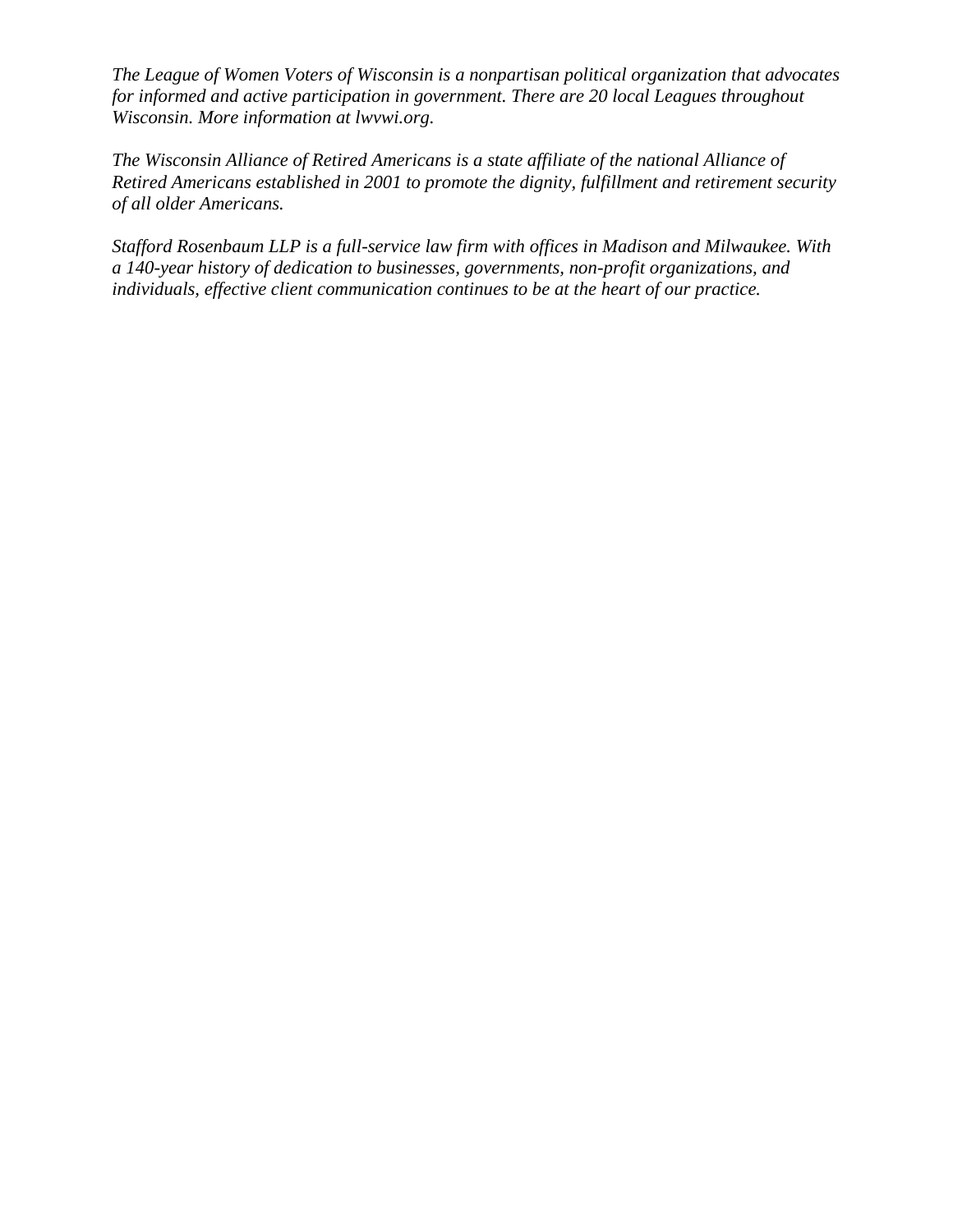*The League of Women Voters of Wisconsin is a nonpartisan political organization that advocates for informed and active participation in government. There are 20 local Leagues throughout Wisconsin. More information at lwvwi.org.*

*The Wisconsin Alliance of Retired Americans is a state affiliate of the national Alliance of Retired Americans established in 2001 to promote the dignity, fulfillment and retirement security of all older Americans.*

*Stafford Rosenbaum LLP is a full-service law firm with offices in Madison and Milwaukee. With a 140-year history of dedication to businesses, governments, non-profit organizations, and individuals, effective client communication continues to be at the heart of our practice.*